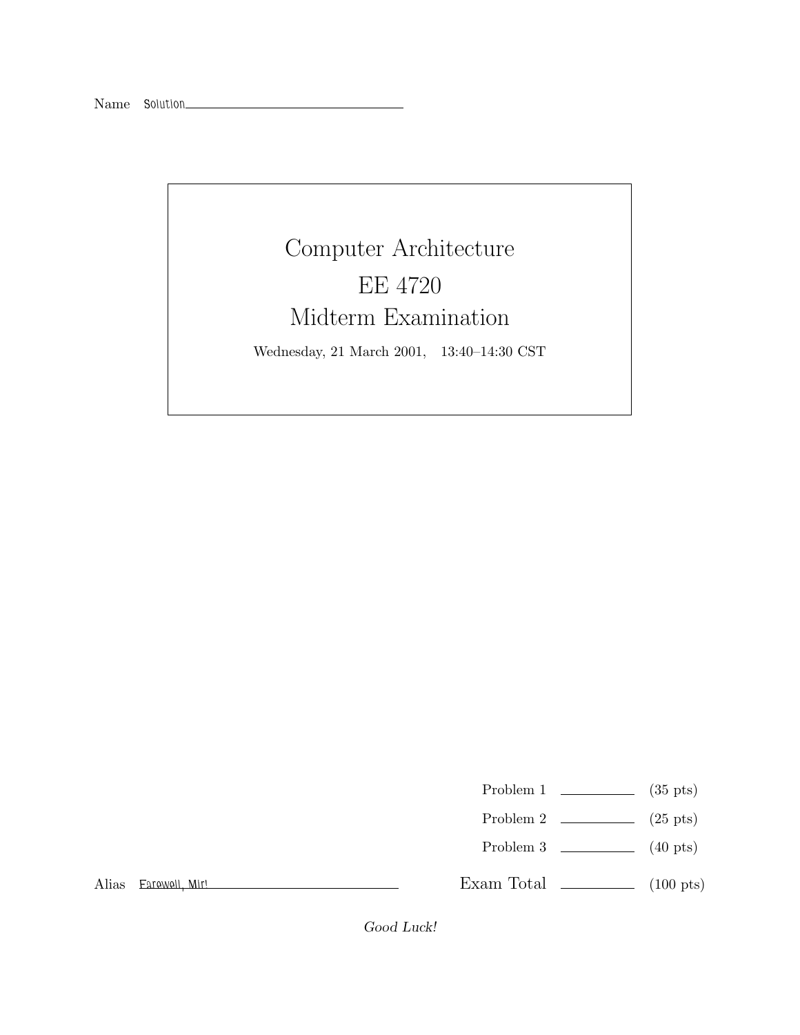Name Solution

# Computer Architecture

## EE 4720

## Midterm Examination

Wednesday, 21 March 2001, 13:40–14:30 CST

| | | |
|---|---|---|
| Problem 1 | | (35 pts) |
| Problem 2 | | (25 pts) |
| Problem 3 | | (40 pts) |
| Exam Total | | (100 pts) |

Alias Farewell, Mir!

*Good Luck!*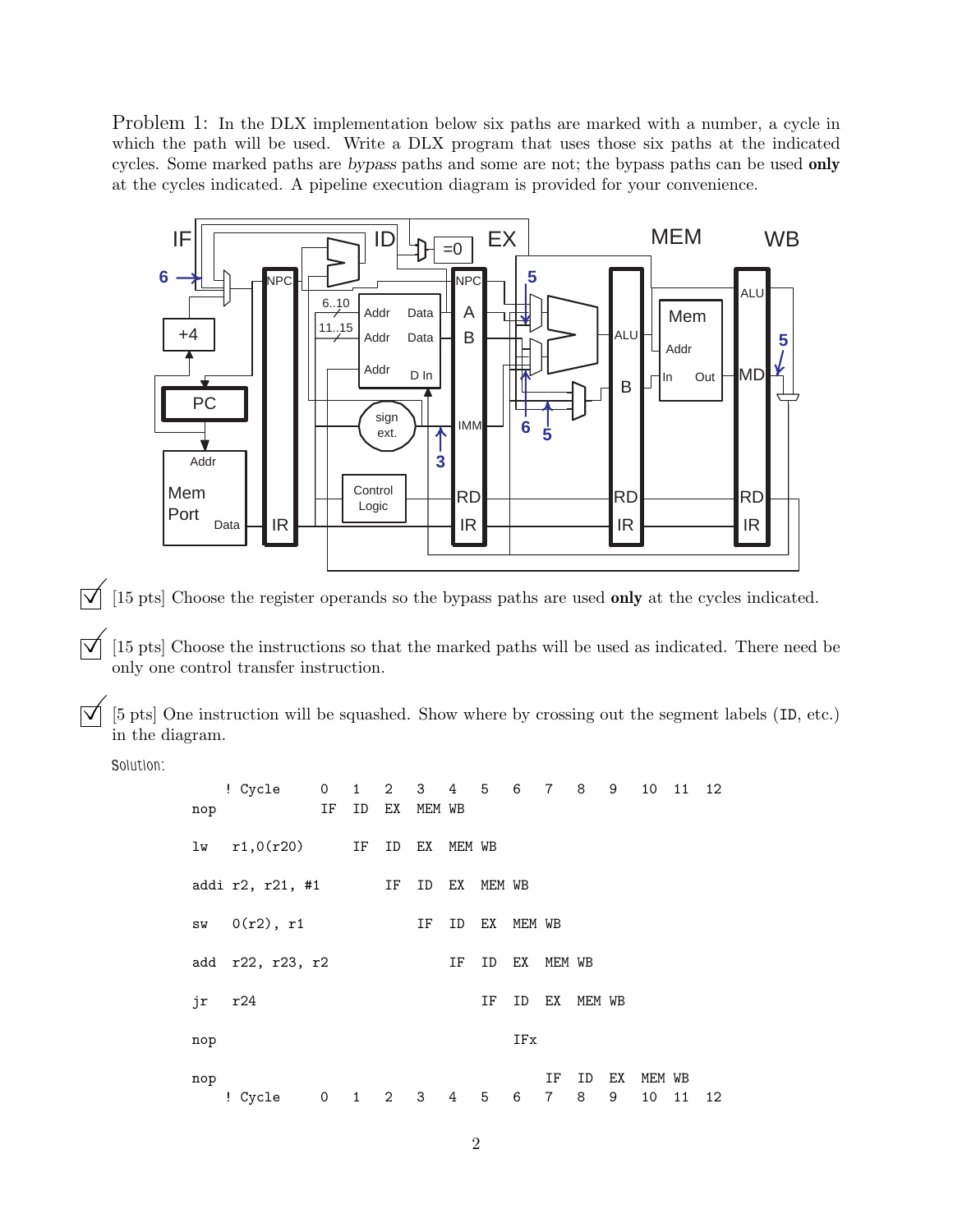Problem 1: In the DLX implementation below six paths are marked with a number, a cycle in which the path will be used. Write a DLX program that uses those six paths at the indicated cycles. Some marked paths are *bypass* paths and some are not; the bypass paths can be used **only** at the cycles indicated. A pipeline execution diagram is provided for your convenience.

- ☑ [15 pts] Choose the register operands so the bypass paths are used **only** at the cycles indicated.

- ☑ [15 pts] Choose the instructions so that the marked paths will be used as indicated. There need be only one control transfer instruction.

- ☑ [5 pts] One instruction will be squashed. Show where by crossing out the segment labels (ID, etc.) in the diagram.

Solution:

```
    ! Cycle       0   1   2   3   4   5   6   7   8   9   10  11  12
nop               IF  ID  EX  MEM WB

lw   r1,0(r20)        IF  ID  EX  MEM WB

addi r2, r21, #1          IF  ID  EX  MEM WB

sw   0(r2), r1                IF  ID  EX  MEM WB

add  r22, r23, r2                 IF  ID  EX  MEM WB

jr   r24                              IF  ID  EX  MEM WB

nop                                       IFx

nop                                           IF  ID  EX  MEM WB
    ! Cycle       0   1   2   3   4   5   6   7   8   9   10  11  12
```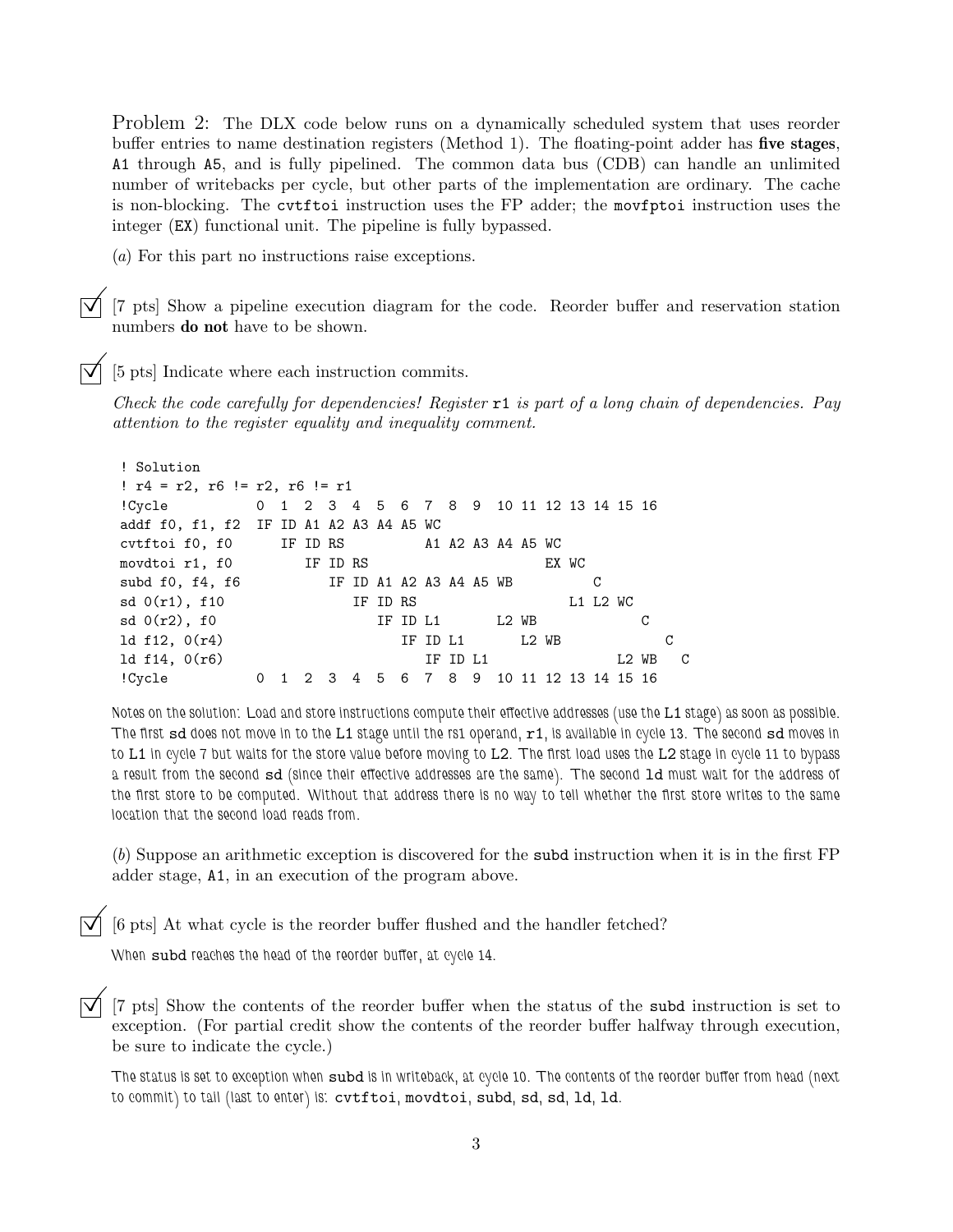Problem 2: The DLX code below runs on a dynamically scheduled system that uses reorder buffer entries to name destination registers (Method 1). The floating-point adder has **five stages**, A1 through A5, and is fully pipelined. The common data bus (CDB) can handle an unlimited number of writebacks per cycle, but other parts of the implementation are ordinary. The cache is non-blocking. The `cvtftoi` instruction uses the FP adder; the `movfptoi` instruction uses the integer (EX) functional unit. The pipeline is fully bypassed.

(*a*) For this part no instructions raise exceptions.

☑ [7 pts] Show a pipeline execution diagram for the code. Reorder buffer and reservation station numbers **do not** have to be shown.

☑ [5 pts] Indicate where each instruction commits.

*Check the code carefully for dependencies! Register* `r1` *is part of a long chain of dependencies. Pay attention to the register equality and inequality comment.*

```
! Solution
! r4 = r2, r6 != r2, r6 != r1
!Cycle           0  1  2  3  4  5  6  7  8  9  10 11 12 13 14 15 16
addf f0, f1, f2  IF ID A1 A2 A3 A4 A5 WC
cvtftoi f0, f0      IF ID RS          A1 A2 A3 A4 A5 WC
movdtoi r1, f0         IF ID RS                      EX WC
subd f0, f4, f6           IF ID A1 A2 A3 A4 A5 WB          C
sd 0(r1), f10                IF ID RS                   L1 L2 WC
sd 0(r2), f0                    IF ID L1       L2 WB             C
ld f12, 0(r4)                      IF ID L1       L2 WB             C
ld f14, 0(r6)                         IF ID L1                L2 WB   C
!Cycle           0  1  2  3  4  5  6  7  8  9  10 11 12 13 14 15 16
```

Notes on the solution: Load and store instructions compute their effective addresses (use the `L1` stage) as soon as possible. The first `sd` does not move in to the `L1` stage until the rs1 operand, `r1`, is available in cycle 13. The second `sd` moves in to `L1` in cycle 7 but waits for the store value before moving to `L2`. The first load uses the `L2` stage in cycle 11 to bypass a result from the second `sd` (since their effective addresses are the same). The second `ld` must wait for the address of the first store to be computed. Without that address there is no way to tell whether the first store writes to the same location that the second load reads from.

(*b*) Suppose an arithmetic exception is discovered for the `subd` instruction when it is in the first FP adder stage, A1, in an execution of the program above.

☑ [6 pts] At what cycle is the reorder buffer flushed and the handler fetched?

When `subd` reaches the head of the reorder buffer, at cycle 14.

☑ [7 pts] Show the contents of the reorder buffer when the status of the `subd` instruction is set to exception. (For partial credit show the contents of the reorder buffer halfway through execution, be sure to indicate the cycle.)

The status is set to exception when `subd` is in writeback, at cycle 10. The contents of the reorder buffer from head (next to commit) to tail (last to enter) is: `cvtftoi`, `movdtoi`, `subd`, `sd`, `sd`, `ld`, `ld`.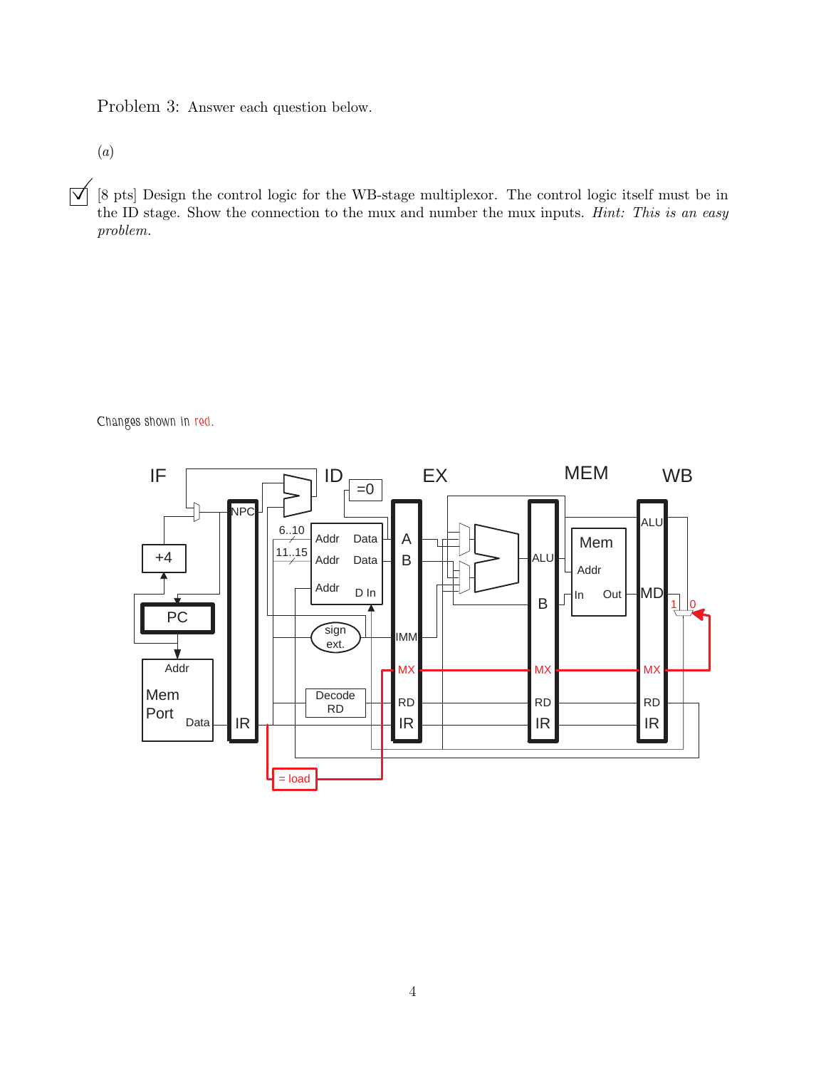Problem 3: Answer each question below.

(*a*)

☑ [8 pts] Design the control logic for the WB-stage multiplexor. The control logic itself must be in the ID stage. Show the connection to the mux and number the mux inputs. *Hint: This is an easy problem.*

Changes shown in red.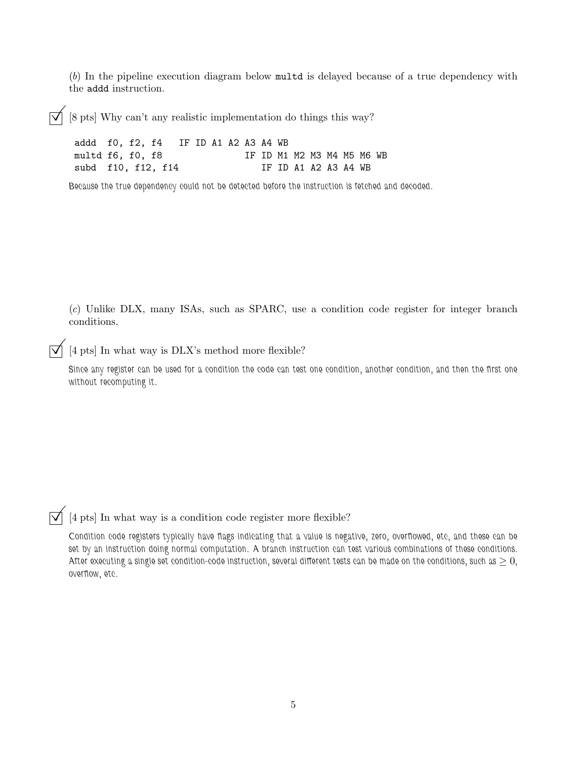(*b*) In the pipeline execution diagram below `multd` is delayed because of a true dependency with the `addd` instruction.

☑ [8 pts] Why can't any realistic implementation do things this way?

```
addd  f0, f2, f4   IF ID A1 A2 A3 A4 WB
multd f6, f0, f8               IF ID M1 M2 M3 M4 M5 M6 WB
subd  f10, f12, f14               IF ID A1 A2 A3 A4 WB
```

Because the true dependency could not be detected before the instruction is fetched and decoded.

(*c*) Unlike DLX, many ISAs, such as SPARC, use a condition code register for integer branch conditions.

☑ [4 pts] In what way is DLX's method more flexible?

Since any register can be used for a condition the code can test one condition, another condition, and then the first one without recomputing it.

☑ [4 pts] In what way is a condition code register more flexible?

Condition code registers typically have flags indicating that a value is negative, zero, overflowed, etc, and these can be set by an instruction doing normal computation. A branch instruction can test various combinations of these conditions. After executing a single set condition-code instruction, several different tests can be made on the conditions, such as $\geq 0$, overflow, etc.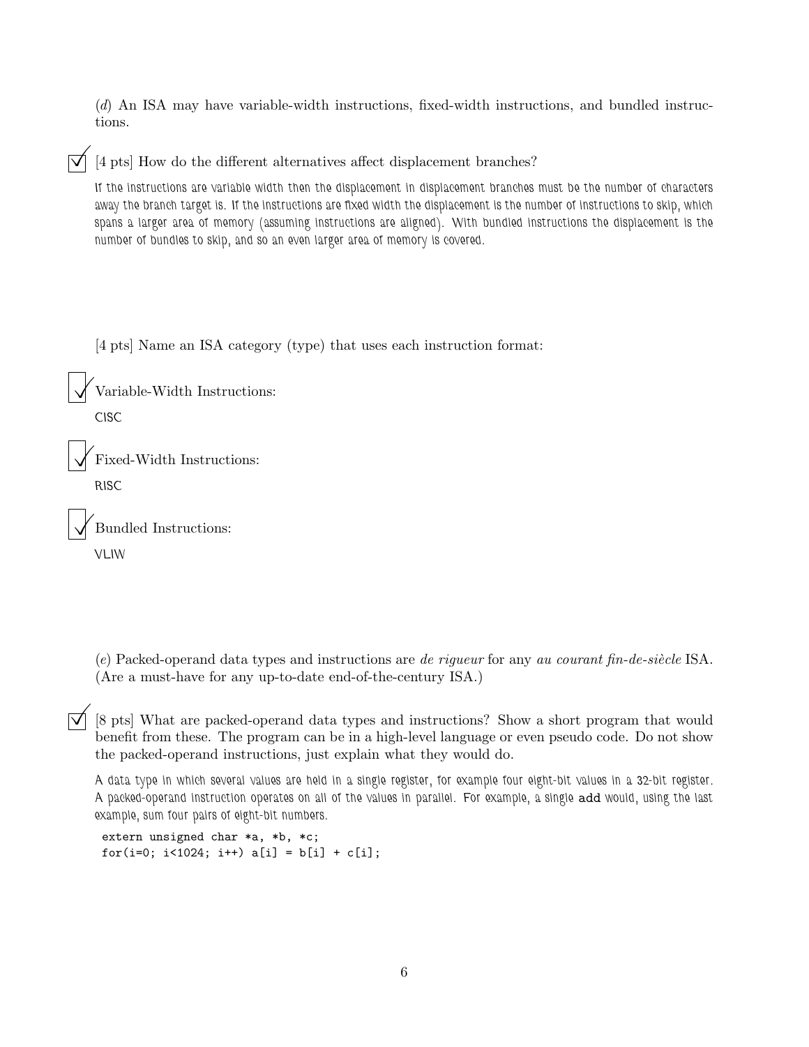(*d*) An ISA may have variable-width instructions, fixed-width instructions, and bundled instructions.

☑ [4 pts] How do the different alternatives affect displacement branches?

If the instructions are variable width then the displacement in displacement branches must be the number of characters away the branch target is. If the instructions are fixed width the displacement is the number of instructions to skip, which spans a larger area of memory (assuming instructions are aligned). With bundled instructions the displacement is the number of bundles to skip, and so an even larger area of memory is covered.

[4 pts] Name an ISA category (type) that uses each instruction format:

☑ Variable-Width Instructions:

CISC

☑ Fixed-Width Instructions:

RISC

☑ Bundled Instructions:

VLIW

(*e*) Packed-operand data types and instructions are *de rigueur* for any *au courant fin-de-siècle* ISA. (Are a must-have for any up-to-date end-of-the-century ISA.)

☑ [8 pts] What are packed-operand data types and instructions? Show a short program that would benefit from these. The program can be in a high-level language or even pseudo code. Do not show the packed-operand instructions, just explain what they would do.

A data type in which several values are held in a single register, for example four eight-bit values in a 32-bit register. A packed-operand instruction operates on all of the values in parallel. For example, a single **add** would, using the last example, sum four pairs of eight-bit numbers.

```
extern unsigned char *a, *b, *c;
for(i=0; i<1024; i++) a[i] = b[i] + c[i];
```